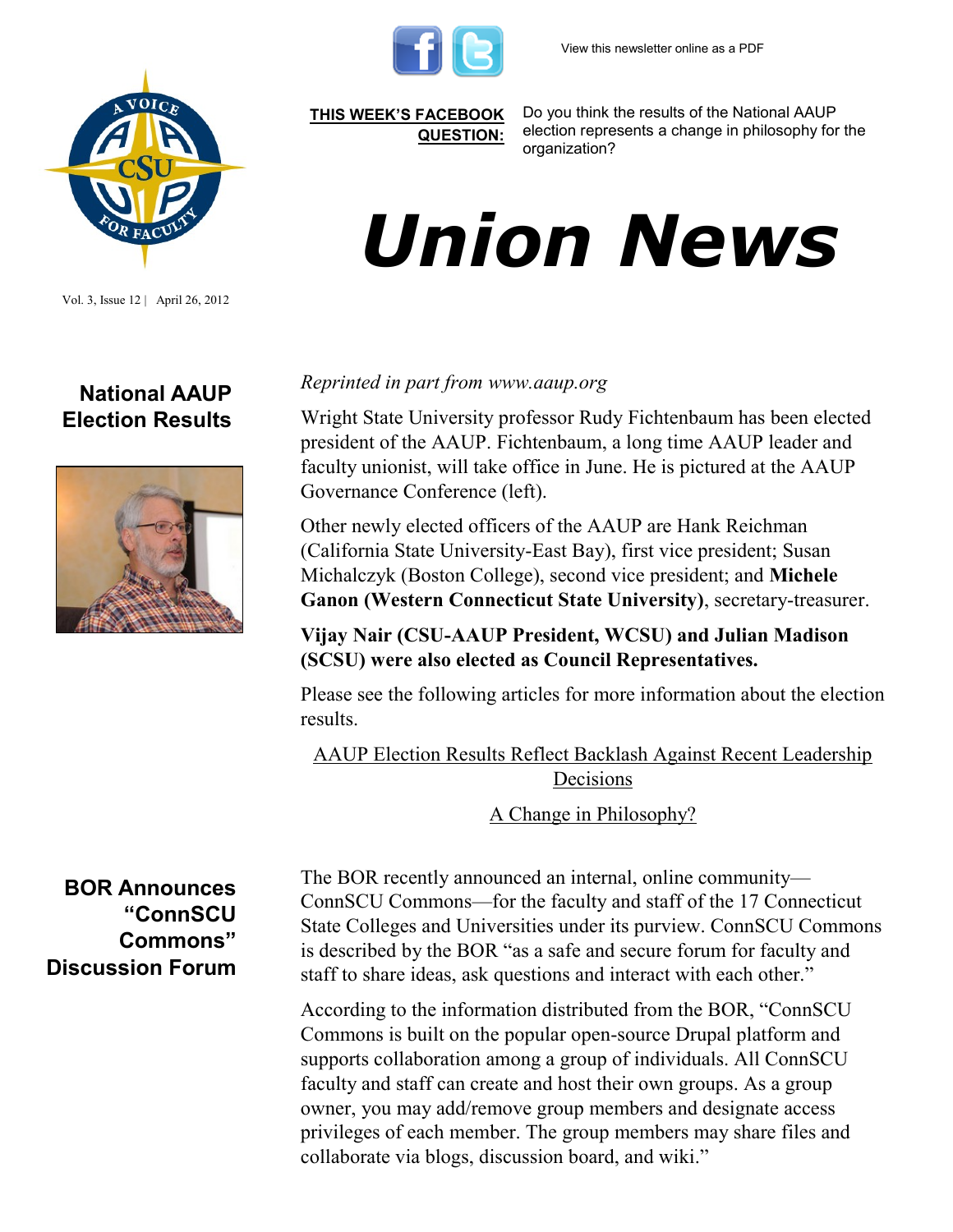View this newsletter online as a PDF

**THIS WEEK'S FACEBOOK QUESTION:** Do you think the results of the National AAUP election represents a change in philosophy for the organization?

# Union News

Vol. 3, Issue 12 | April 26, 2012

## National AAUP Election Results

*Reprinted in part from www.aaup.org*

Wright State University professor Rudy Fichtenbaum has been elected president of the AAUP. Fichtenbaum, a long time AAUP leader and faculty unionist, will take office in June. He is pictured at the AAUP Governance Conference (left).

Other newly elected officers of the AAUP are Hank Reichman (California State University-East Bay), first vice president; Susan Michalczyk (Boston College), second vice president; and **Michele Ganon (Western Connecticut State University)**, secretary-treasurer.

**Vijay Nair (CSU-AAUP President, WCSU) and Julian Madison (SCSU) were also elected as Council Representatives.**

Please see the following articles for more information about the election results.

AAUP Election Results Reflect Backlash Against Recent Leadership Decisions

A Change in Philosophy?

## BOR Announces "ConnSCU Commons" Discussion Forum

The BOR recently announced an internal, online community—ConnSCU Commons—for the faculty and staff of the 17 Connecticut State Colleges and Universities under its purview. ConnSCU Commons is described by the BOR "as a safe and secure forum for faculty and staff to share ideas, ask questions and interact with each other."

According to the information distributed from the BOR, "ConnSCU Commons is built on the popular open-source Drupal platform and supports collaboration among a group of individuals. All ConnSCU faculty and staff can create and host their own groups. As a group owner, you may add/remove group members and designate access privileges of each member. The group members may share files and collaborate via blogs, discussion board, and wiki."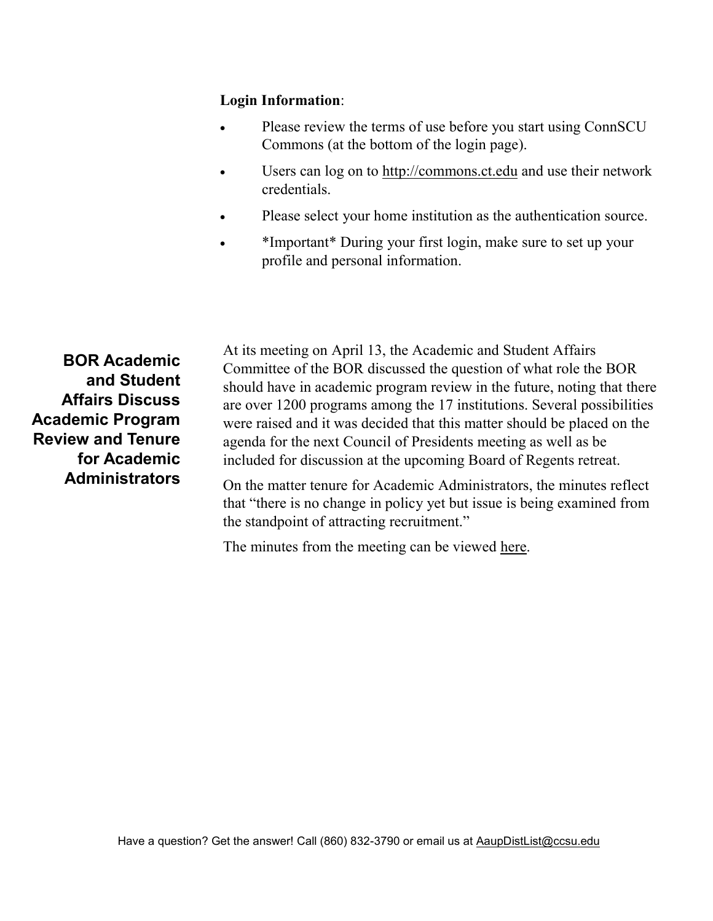**Login Information**:

- Please review the terms of use before you start using ConnSCU Commons (at the bottom of the login page).
- Users can log on to http://commons.ct.edu and use their network credentials.
- Please select your home institution as the authentication source.
- *Important* During your first login, make sure to set up your profile and personal information.

## BOR Academic and Student Affairs Discuss Academic Program Review and Tenure for Academic Administrators

At its meeting on April 13, the Academic and Student Affairs Committee of the BOR discussed the question of what role the BOR should have in academic program review in the future, noting that there are over 1200 programs among the 17 institutions. Several possibilities were raised and it was decided that this matter should be placed on the agenda for the next Council of Presidents meeting as well as be included for discussion at the upcoming Board of Regents retreat.

On the matter tenure for Academic Administrators, the minutes reflect that "there is no change in policy yet but issue is being examined from the standpoint of attracting recruitment."

The minutes from the meeting can be viewed here.

Have a question? Get the answer! Call (860) 832-3790 or email us at AaupDistList@ccsu.edu